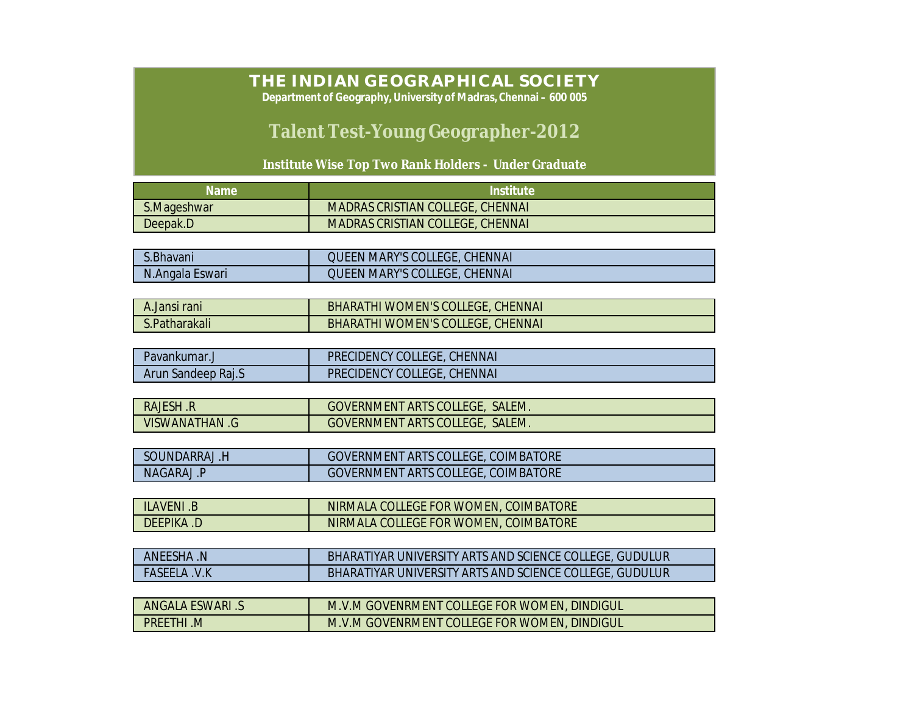# THE INDIAN GEOGRAPHICAL SOCIETY

**Department of Geography, University of Madras, Chennai – 600 005**

## Talent Test-Young Geographer-2012

**Institute Wise Top Two Rank Holders - Under Graduate**

| Name | Institute |
|---|---|
| S.Mageshwar | MADRAS CRISTIAN COLLEGE, CHENNAI |
| Deepak.D | MADRAS CRISTIAN COLLEGE, CHENNAI |
| S.Bhavani | QUEEN MARY'S COLLEGE, CHENNAI |
| N.Angala Eswari | QUEEN MARY'S COLLEGE, CHENNAI |
| A.Jansi rani | BHARATHI WOMEN'S COLLEGE, CHENNAI |
| S.Patharakali | BHARATHI WOMEN'S COLLEGE, CHENNAI |
| Pavankumar.J | PRECIDENCY COLLEGE, CHENNAI |
| Arun Sandeep Raj.S | PRECIDENCY COLLEGE, CHENNAI |
| RAJESH .R | GOVERNMENT ARTS COLLEGE, SALEM. |
| VISWANATHAN .G | GOVERNMENT ARTS COLLEGE, SALEM. |
| SOUNDARRAJ .H | GOVERNMENT ARTS COLLEGE, COIMBATORE |
| NAGARAJ .P | GOVERNMENT ARTS COLLEGE, COIMBATORE |
| ILAVENI .B | NIRMALA COLLEGE FOR WOMEN, COIMBATORE |
| DEEPIKA .D | NIRMALA COLLEGE FOR WOMEN, COIMBATORE |
| ANEESHA .N | BHARATIYAR UNIVERSITY ARTS AND SCIENCE COLLEGE, GUDULUR |
| FASEELA .V.K | BHARATIYAR UNIVERSITY ARTS AND SCIENCE COLLEGE, GUDULUR |
| ANGALA ESWARI .S | M.V.M GOVENRMENT COLLEGE FOR WOMEN, DINDIGUL |
| PREETHI .M | M.V.M GOVENRMENT COLLEGE FOR WOMEN, DINDIGUL |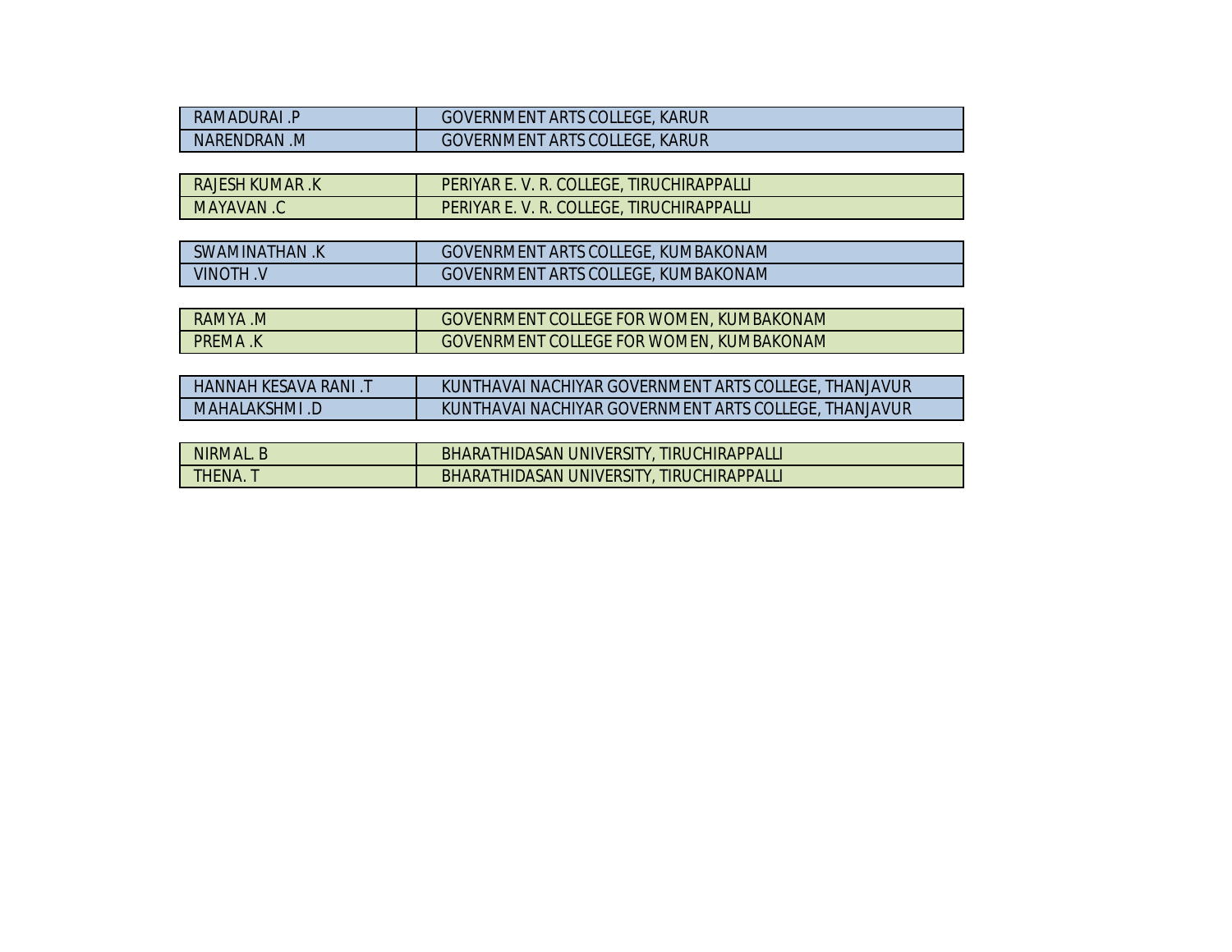| | |
|---|---|
| RAMADURAI .P | GOVERNMENT ARTS COLLEGE, KARUR |
| NARENDRAN .M | GOVERNMENT ARTS COLLEGE, KARUR |

| | |
|---|---|
| RAJESH KUMAR .K | PERIYAR E. V. R. COLLEGE, TIRUCHIRAPPALLI |
| MAYAVAN .C | PERIYAR E. V. R. COLLEGE, TIRUCHIRAPPALLI |

| | |
|---|---|
| SWAMINATHAN .K | GOVENRMENT ARTS COLLEGE, KUMBAKONAM |
| VINOTH .V | GOVENRMENT ARTS COLLEGE, KUMBAKONAM |

| | |
|---|---|
| RAMYA .M | GOVENRMENT COLLEGE FOR WOMEN, KUMBAKONAM |
| PREMA .K | GOVENRMENT COLLEGE FOR WOMEN, KUMBAKONAM |

| | |
|---|---|
| HANNAH KESAVA RANI .T | KUNTHAVAI NACHIYAR GOVERNMENT ARTS COLLEGE, THANJAVUR |
| MAHALAKSHMI .D | KUNTHAVAI NACHIYAR GOVERNMENT ARTS COLLEGE, THANJAVUR |

| | |
|---|---|
| NIRMAL. B | BHARATHIDASAN UNIVERSITY, TIRUCHIRAPPALLI |
| THENA. T | BHARATHIDASAN UNIVERSITY, TIRUCHIRAPPALLI |